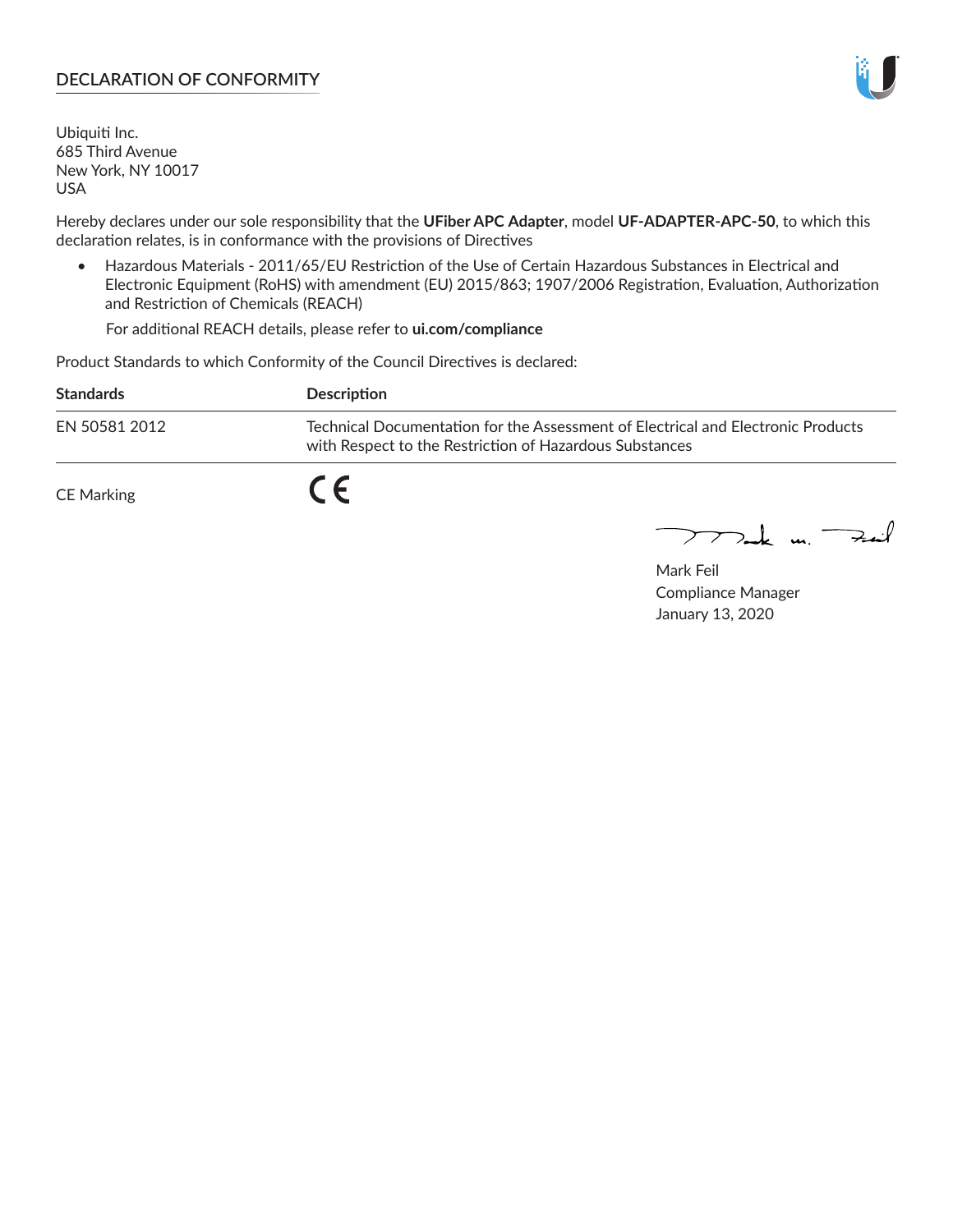## DECLARATION OF CONFORMITY

Ubiquiti Inc.
685 Third Avenue
New York, NY 10017
USA

Hereby declares under our sole responsibility that the **UFiber APC Adapter**, model **UF-ADAPTER-APC-50**, to which this declaration relates, is in conformance with the provisions of Directives

- Hazardous Materials - 2011/65/EU Restriction of the Use of Certain Hazardous Substances in Electrical and Electronic Equipment (RoHS) with amendment (EU) 2015/863; 1907/2006 Registration, Evaluation, Authorization and Restriction of Chemicals (REACH)

  For additional REACH details, please refer to **ui.com/compliance**

Product Standards to which Conformity of the Council Directives is declared:

| **Standards** | **Description** |
| --- | --- |
| EN 50581 2012 | Technical Documentation for the Assessment of Electrical and Electronic Products with Respect to the Restriction of Hazardous Substances |

CE Marking CE

Mark Feil
Compliance Manager
January 13, 2020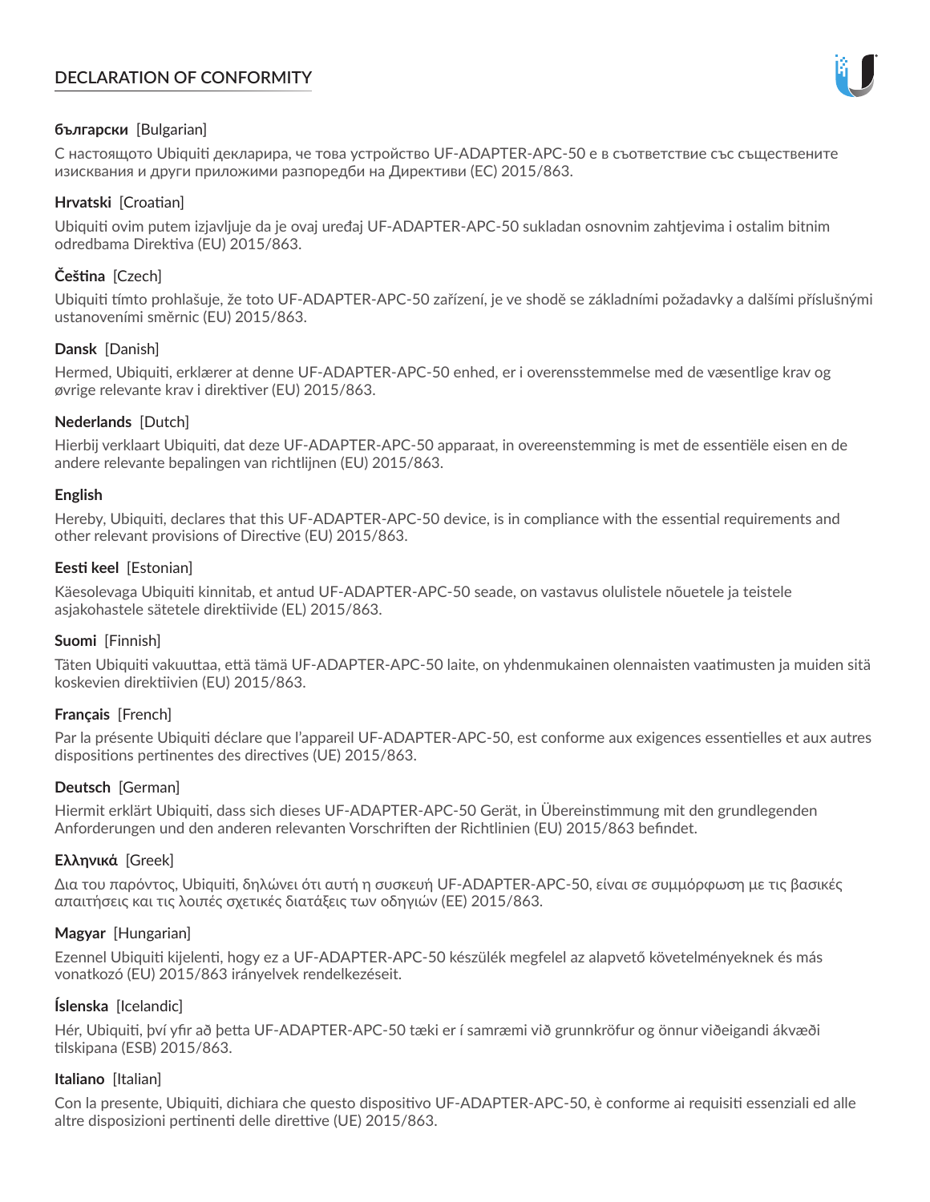# DECLARATION OF CONFORMITY

**български** [Bulgarian]

С настоящото Ubiquiti декларира, че това устройство UF-ADAPTER-APC-50 е в съответствие със съществените изисквания и други приложими разпоредби на Директиви (ЕС) 2015/863.

**Hrvatski** [Croatian]

Ubiquiti ovim putem izjavljuje da je ovaj uređaj UF-ADAPTER-APC-50 sukladan osnovnim zahtjevima i ostalim bitnim odredbama Direktiva (EU) 2015/863.

**Čeština** [Czech]

Ubiquiti tímto prohlašuje, že toto UF-ADAPTER-APC-50 zařízení, je ve shodě se základními požadavky a dalšími příslušnými ustanoveními směrnic (EU) 2015/863.

**Dansk** [Danish]

Hermed, Ubiquiti, erklærer at denne UF-ADAPTER-APC-50 enhed, er i overensstemmelse med de væsentlige krav og øvrige relevante krav i direktiver (EU) 2015/863.

**Nederlands** [Dutch]

Hierbij verklaart Ubiquiti, dat deze UF-ADAPTER-APC-50 apparaat, in overeenstemming is met de essentiële eisen en de andere relevante bepalingen van richtlijnen (EU) 2015/863.

**English**

Hereby, Ubiquiti, declares that this UF-ADAPTER-APC-50 device, is in compliance with the essential requirements and other relevant provisions of Directive (EU) 2015/863.

**Eesti keel** [Estonian]

Käesolevaga Ubiquiti kinnitab, et antud UF-ADAPTER-APC-50 seade, on vastavus olulistele nõuetele ja teistele asjakohastele sätetele direktiivide (EL) 2015/863.

**Suomi** [Finnish]

Täten Ubiquiti vakuuttaa, että tämä UF-ADAPTER-APC-50 laite, on yhdenmukainen olennaisten vaatimusten ja muiden sitä koskevien direktiivien (EU) 2015/863.

**Français** [French]

Par la présente Ubiquiti déclare que l'appareil UF-ADAPTER-APC-50, est conforme aux exigences essentielles et aux autres dispositions pertinentes des directives (UE) 2015/863.

**Deutsch** [German]

Hiermit erklärt Ubiquiti, dass sich dieses UF-ADAPTER-APC-50 Gerät, in Übereinstimmung mit den grundlegenden Anforderungen und den anderen relevanten Vorschriften der Richtlinien (EU) 2015/863 befindet.

**Ελληνικά** [Greek]

Δια του παρόντος, Ubiquiti, δηλώνει ότι αυτή η συσκευή UF-ADAPTER-APC-50, είναι σε συμμόρφωση με τις βασικές απαιτήσεις και τις λοιπές σχετικές διατάξεις των οδηγιών (ΕΕ) 2015/863.

**Magyar** [Hungarian]

Ezennel Ubiquiti kijelenti, hogy ez a UF-ADAPTER-APC-50 készülék megfelel az alapvető követelményeknek és más vonatkozó (EU) 2015/863 irányelvek rendelkezéseit.

**Íslenska** [Icelandic]

Hér, Ubiquiti, því yfir að þetta UF-ADAPTER-APC-50 tæki er í samræmi við grunnkröfur og önnur viðeigandi ákvæði tilskipana (ESB) 2015/863.

**Italiano** [Italian]

Con la presente, Ubiquiti, dichiara che questo dispositivo UF-ADAPTER-APC-50, è conforme ai requisiti essenziali ed alle altre disposizioni pertinenti delle direttive (UE) 2015/863.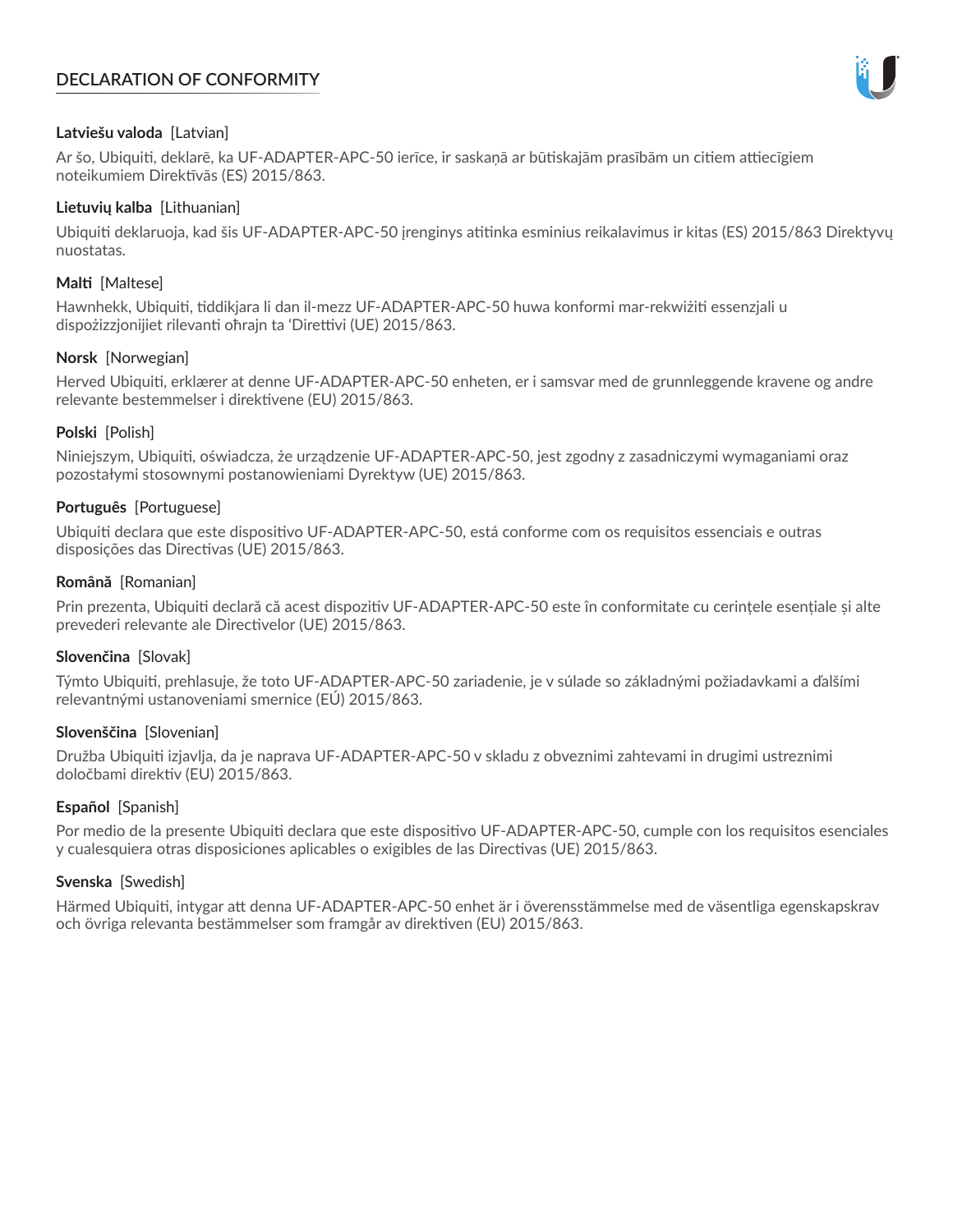# DECLARATION OF CONFORMITY

**Latviešu valoda** [Latvian]

Ar šo, Ubiquiti, deklarē, ka UF-ADAPTER-APC-50 ierīce, ir saskaņā ar būtiskajām prasībām un citiem attiecīgiem noteikumiem Direktīvās (ES) 2015/863.

**Lietuvių kalba** [Lithuanian]

Ubiquiti deklaruoja, kad šis UF-ADAPTER-APC-50 įrenginys atitinka esminius reikalavimus ir kitas (ES) 2015/863 Direktyvų nuostatas.

**Malti** [Maltese]

Hawnhekk, Ubiquiti, tiddikjara li dan il-mezz UF-ADAPTER-APC-50 huwa konformi mar-rekwiżiti essenzjali u dispożizzjonijiet rilevanti oħrajn ta 'Direttivi (UE) 2015/863.

**Norsk** [Norwegian]

Herved Ubiquiti, erklærer at denne UF-ADAPTER-APC-50 enheten, er i samsvar med de grunnleggende kravene og andre relevante bestemmelser i direktivene (EU) 2015/863.

**Polski** [Polish]

Niniejszym, Ubiquiti, oświadcza, że urządzenie UF-ADAPTER-APC-50, jest zgodny z zasadniczymi wymaganiami oraz pozostałymi stosownymi postanowieniami Dyrektyw (UE) 2015/863.

**Português** [Portuguese]

Ubiquiti declara que este dispositivo UF-ADAPTER-APC-50, está conforme com os requisitos essenciais e outras disposições das Directivas (UE) 2015/863.

**Română** [Romanian]

Prin prezenta, Ubiquiti declară că acest dispozitiv UF-ADAPTER-APC-50 este în conformitate cu cerințele esențiale și alte prevederi relevante ale Directivelor (UE) 2015/863.

**Slovenčina** [Slovak]

Týmto Ubiquiti, prehlasuje, že toto UF-ADAPTER-APC-50 zariadenie, je v súlade so základnými požiadavkami a ďalšími relevantnými ustanoveniami smernice (EÚ) 2015/863.

**Slovenščina** [Slovenian]

Družba Ubiquiti izjavlja, da je naprava UF-ADAPTER-APC-50 v skladu z obveznimi zahtevami in drugimi ustreznimi določbami direktiv (EU) 2015/863.

**Español** [Spanish]

Por medio de la presente Ubiquiti declara que este dispositivo UF-ADAPTER-APC-50, cumple con los requisitos esenciales y cualesquiera otras disposiciones aplicables o exigibles de las Directivas (UE) 2015/863.

**Svenska** [Swedish]

Härmed Ubiquiti, intygar att denna UF-ADAPTER-APC-50 enhet är i överensstämmelse med de väsentliga egenskapskrav och övriga relevanta bestämmelser som framgår av direktiven (EU) 2015/863.